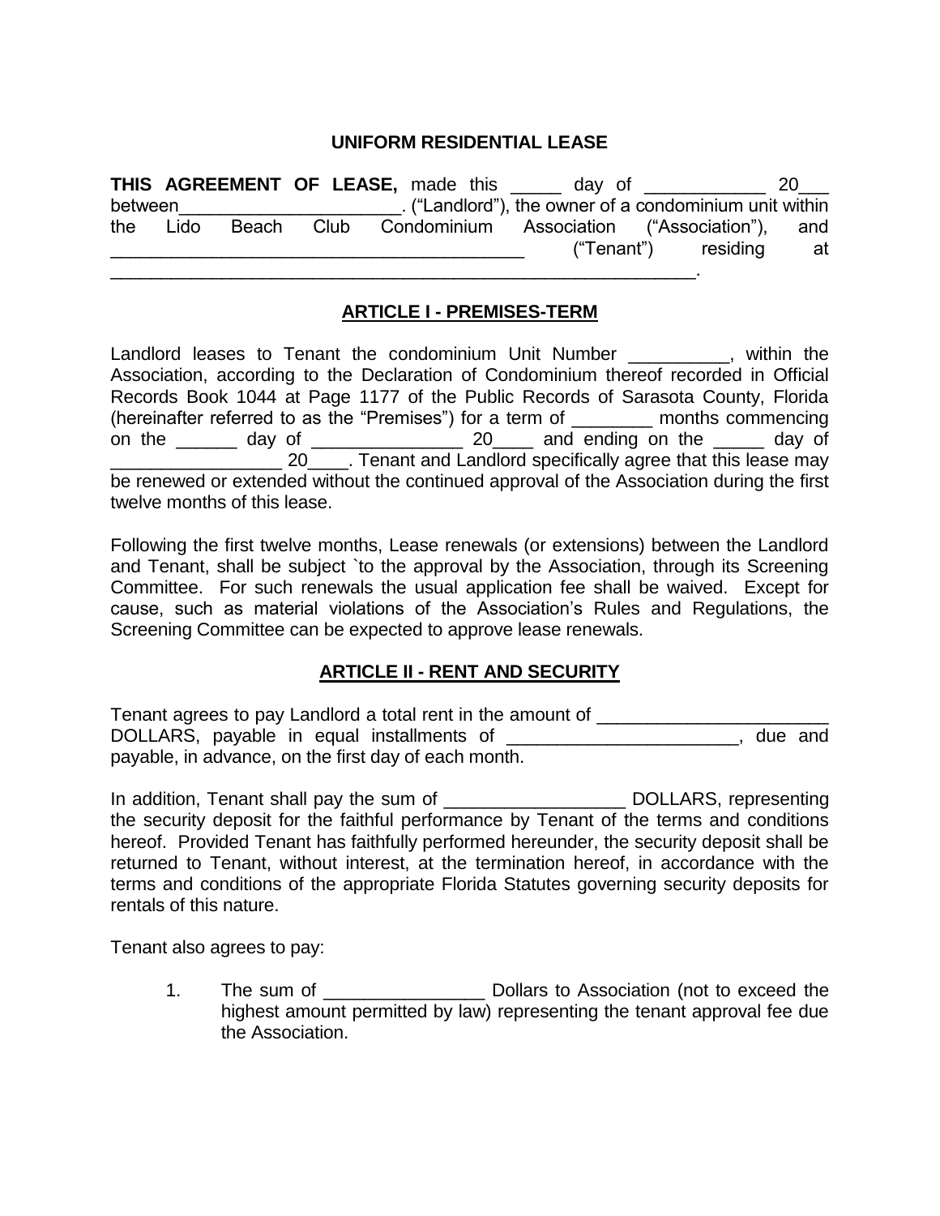# UNIFORM RESIDENTIAL LEASE

**THIS AGREEMENT OF LEASE,** made this _____ day of ____________ 20___ between______________________. ("Landlord"), the owner of a condominium unit within the Lido Beach Club Condominium Association ("Association"), and ________________________________________ ("Tenant") residing at __________________________________________________________.

## ARTICLE I - PREMISES-TERM

Landlord leases to Tenant the condominium Unit Number __________, within the Association, according to the Declaration of Condominium thereof recorded in Official Records Book 1044 at Page 1177 of the Public Records of Sarasota County, Florida (hereinafter referred to as the "Premises") for a term of ________ months commencing on the ______ day of _______________ 20____ and ending on the _____ day of _________________ 20____. Tenant and Landlord specifically agree that this lease may be renewed or extended without the continued approval of the Association during the first twelve months of this lease.

Following the first twelve months, Lease renewals (or extensions) between the Landlord and Tenant, shall be subject `to the approval by the Association, through its Screening Committee. For such renewals the usual application fee shall be waived. Except for cause, such as material violations of the Association's Rules and Regulations, the Screening Committee can be expected to approve lease renewals.

## ARTICLE II - RENT AND SECURITY

Tenant agrees to pay Landlord a total rent in the amount of ______________________ DOLLARS, payable in equal installments of _______________________, due and payable, in advance, on the first day of each month.

In addition, Tenant shall pay the sum of __________________ DOLLARS, representing the security deposit for the faithful performance by Tenant of the terms and conditions hereof. Provided Tenant has faithfully performed hereunder, the security deposit shall be returned to Tenant, without interest, at the termination hereof, in accordance with the terms and conditions of the appropriate Florida Statutes governing security deposits for rentals of this nature.

Tenant also agrees to pay:

1. The sum of ________________ Dollars to Association (not to exceed the highest amount permitted by law) representing the tenant approval fee due the Association.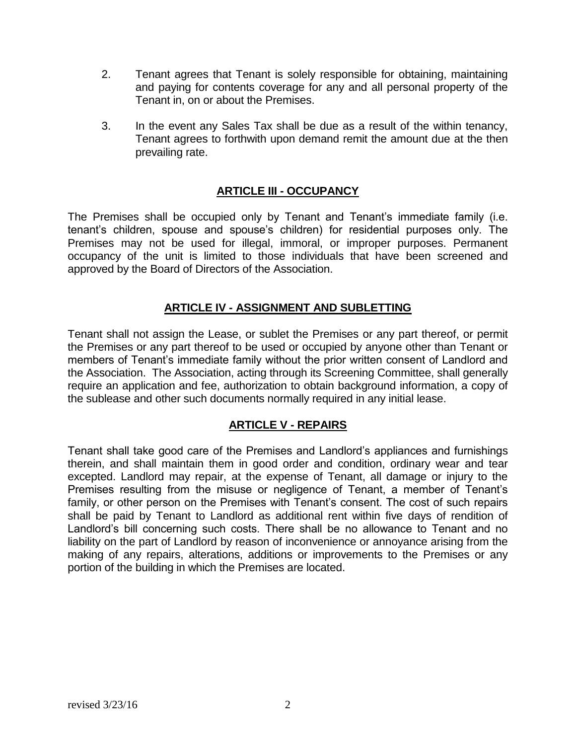2. Tenant agrees that Tenant is solely responsible for obtaining, maintaining and paying for contents coverage for any and all personal property of the Tenant in, on or about the Premises.

3. In the event any Sales Tax shall be due as a result of the within tenancy, Tenant agrees to forthwith upon demand remit the amount due at the then prevailing rate.

## ARTICLE III - OCCUPANCY

The Premises shall be occupied only by Tenant and Tenant's immediate family (i.e. tenant's children, spouse and spouse's children) for residential purposes only. The Premises may not be used for illegal, immoral, or improper purposes. Permanent occupancy of the unit is limited to those individuals that have been screened and approved by the Board of Directors of the Association.

## ARTICLE IV - ASSIGNMENT AND SUBLETTING

Tenant shall not assign the Lease, or sublet the Premises or any part thereof, or permit the Premises or any part thereof to be used or occupied by anyone other than Tenant or members of Tenant's immediate family without the prior written consent of Landlord and the Association. The Association, acting through its Screening Committee, shall generally require an application and fee, authorization to obtain background information, a copy of the sublease and other such documents normally required in any initial lease.

## ARTICLE V - REPAIRS

Tenant shall take good care of the Premises and Landlord's appliances and furnishings therein, and shall maintain them in good order and condition, ordinary wear and tear excepted. Landlord may repair, at the expense of Tenant, all damage or injury to the Premises resulting from the misuse or negligence of Tenant, a member of Tenant's family, or other person on the Premises with Tenant's consent. The cost of such repairs shall be paid by Tenant to Landlord as additional rent within five days of rendition of Landlord's bill concerning such costs. There shall be no allowance to Tenant and no liability on the part of Landlord by reason of inconvenience or annoyance arising from the making of any repairs, alterations, additions or improvements to the Premises or any portion of the building in which the Premises are located.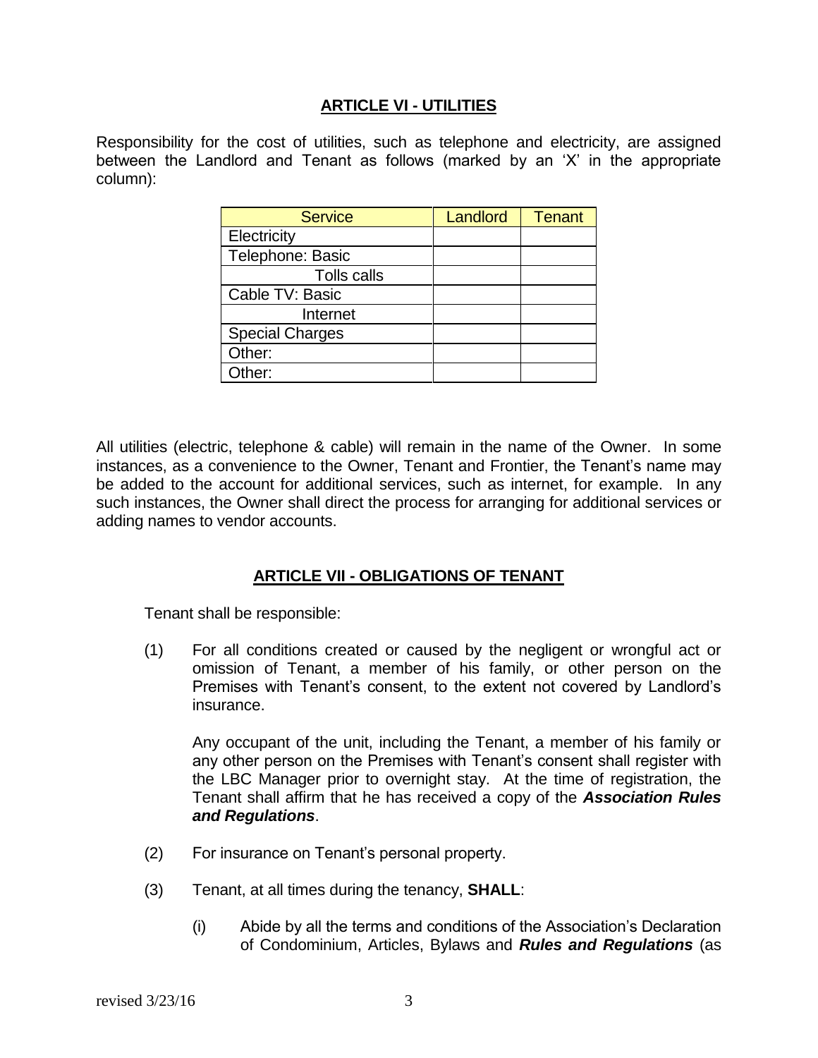## ARTICLE VI - UTILITIES

Responsibility for the cost of utilities, such as telephone and electricity, are assigned between the Landlord and Tenant as follows (marked by an 'X' in the appropriate column):

| Service | Landlord | Tenant |
| --- | --- | --- |
| Electricity | | |
| Telephone: Basic | | |
| Tolls calls | | |
| Cable TV: Basic | | |
| Internet | | |
| Special Charges | | |
| Other: | | |
| Other: | | |

All utilities (electric, telephone & cable) will remain in the name of the Owner. In some instances, as a convenience to the Owner, Tenant and Frontier, the Tenant's name may be added to the account for additional services, such as internet, for example. In any such instances, the Owner shall direct the process for arranging for additional services or adding names to vendor accounts.

## ARTICLE VII - OBLIGATIONS OF TENANT

Tenant shall be responsible:

(1) For all conditions created or caused by the negligent or wrongful act or omission of Tenant, a member of his family, or other person on the Premises with Tenant's consent, to the extent not covered by Landlord's insurance.

Any occupant of the unit, including the Tenant, a member of his family or any other person on the Premises with Tenant's consent shall register with the LBC Manager prior to overnight stay. At the time of registration, the Tenant shall affirm that he has received a copy of the ***Association Rules and Regulations***.

(2) For insurance on Tenant's personal property.

(3) Tenant, at all times during the tenancy, **SHALL**:

(i) Abide by all the terms and conditions of the Association's Declaration of Condominium, Articles, Bylaws and ***Rules and Regulations*** (as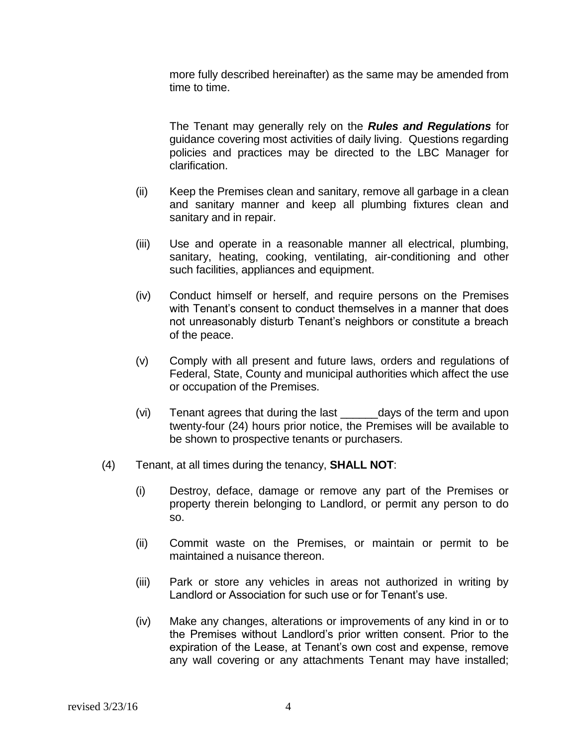more fully described hereinafter) as the same may be amended from time to time.

The Tenant may generally rely on the ***Rules and Regulations*** for guidance covering most activities of daily living. Questions regarding policies and practices may be directed to the LBC Manager for clarification.

(ii) Keep the Premises clean and sanitary, remove all garbage in a clean and sanitary manner and keep all plumbing fixtures clean and sanitary and in repair.

(iii) Use and operate in a reasonable manner all electrical, plumbing, sanitary, heating, cooking, ventilating, air-conditioning and other such facilities, appliances and equipment.

(iv) Conduct himself or herself, and require persons on the Premises with Tenant's consent to conduct themselves in a manner that does not unreasonably disturb Tenant's neighbors or constitute a breach of the peace.

(v) Comply with all present and future laws, orders and regulations of Federal, State, County and municipal authorities which affect the use or occupation of the Premises.

(vi) Tenant agrees that during the last ______days of the term and upon twenty-four (24) hours prior notice, the Premises will be available to be shown to prospective tenants or purchasers.

(4) Tenant, at all times during the tenancy, **SHALL NOT**:

(i) Destroy, deface, damage or remove any part of the Premises or property therein belonging to Landlord, or permit any person to do so.

(ii) Commit waste on the Premises, or maintain or permit to be maintained a nuisance thereon.

(iii) Park or store any vehicles in areas not authorized in writing by Landlord or Association for such use or for Tenant's use.

(iv) Make any changes, alterations or improvements of any kind in or to the Premises without Landlord's prior written consent. Prior to the expiration of the Lease, at Tenant's own cost and expense, remove any wall covering or any attachments Tenant may have installed;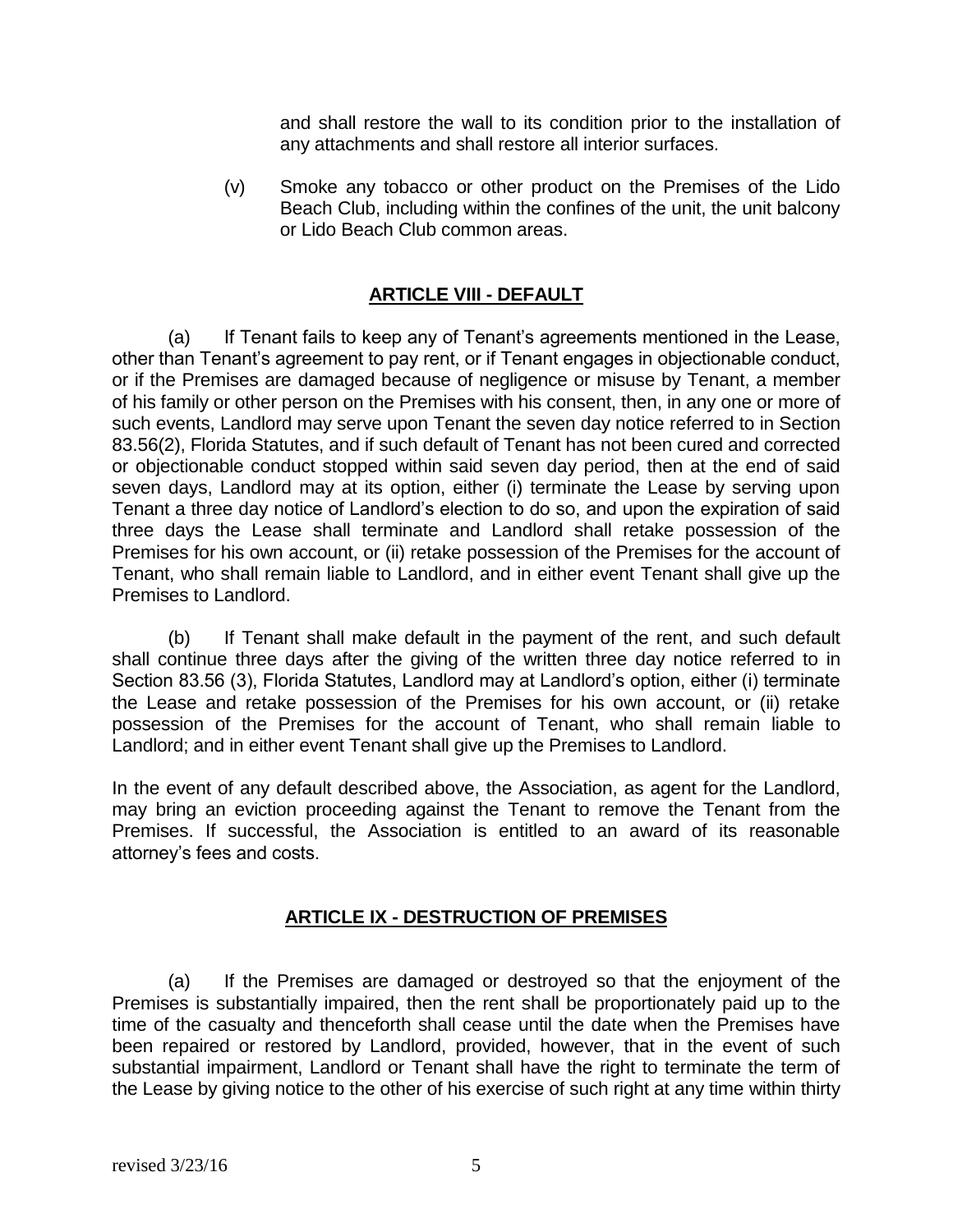and shall restore the wall to its condition prior to the installation of any attachments and shall restore all interior surfaces.

(v) Smoke any tobacco or other product on the Premises of the Lido Beach Club, including within the confines of the unit, the unit balcony or Lido Beach Club common areas.

## ARTICLE VIII - DEFAULT

(a) If Tenant fails to keep any of Tenant's agreements mentioned in the Lease, other than Tenant's agreement to pay rent, or if Tenant engages in objectionable conduct, or if the Premises are damaged because of negligence or misuse by Tenant, a member of his family or other person on the Premises with his consent, then, in any one or more of such events, Landlord may serve upon Tenant the seven day notice referred to in Section 83.56(2), Florida Statutes, and if such default of Tenant has not been cured and corrected or objectionable conduct stopped within said seven day period, then at the end of said seven days, Landlord may at its option, either (i) terminate the Lease by serving upon Tenant a three day notice of Landlord's election to do so, and upon the expiration of said three days the Lease shall terminate and Landlord shall retake possession of the Premises for his own account, or (ii) retake possession of the Premises for the account of Tenant, who shall remain liable to Landlord, and in either event Tenant shall give up the Premises to Landlord.

(b) If Tenant shall make default in the payment of the rent, and such default shall continue three days after the giving of the written three day notice referred to in Section 83.56 (3), Florida Statutes, Landlord may at Landlord's option, either (i) terminate the Lease and retake possession of the Premises for his own account, or (ii) retake possession of the Premises for the account of Tenant, who shall remain liable to Landlord; and in either event Tenant shall give up the Premises to Landlord.

In the event of any default described above, the Association, as agent for the Landlord, may bring an eviction proceeding against the Tenant to remove the Tenant from the Premises. If successful, the Association is entitled to an award of its reasonable attorney's fees and costs.

## ARTICLE IX - DESTRUCTION OF PREMISES

(a) If the Premises are damaged or destroyed so that the enjoyment of the Premises is substantially impaired, then the rent shall be proportionately paid up to the time of the casualty and thenceforth shall cease until the date when the Premises have been repaired or restored by Landlord, provided, however, that in the event of such substantial impairment, Landlord or Tenant shall have the right to terminate the term of the Lease by giving notice to the other of his exercise of such right at any time within thirty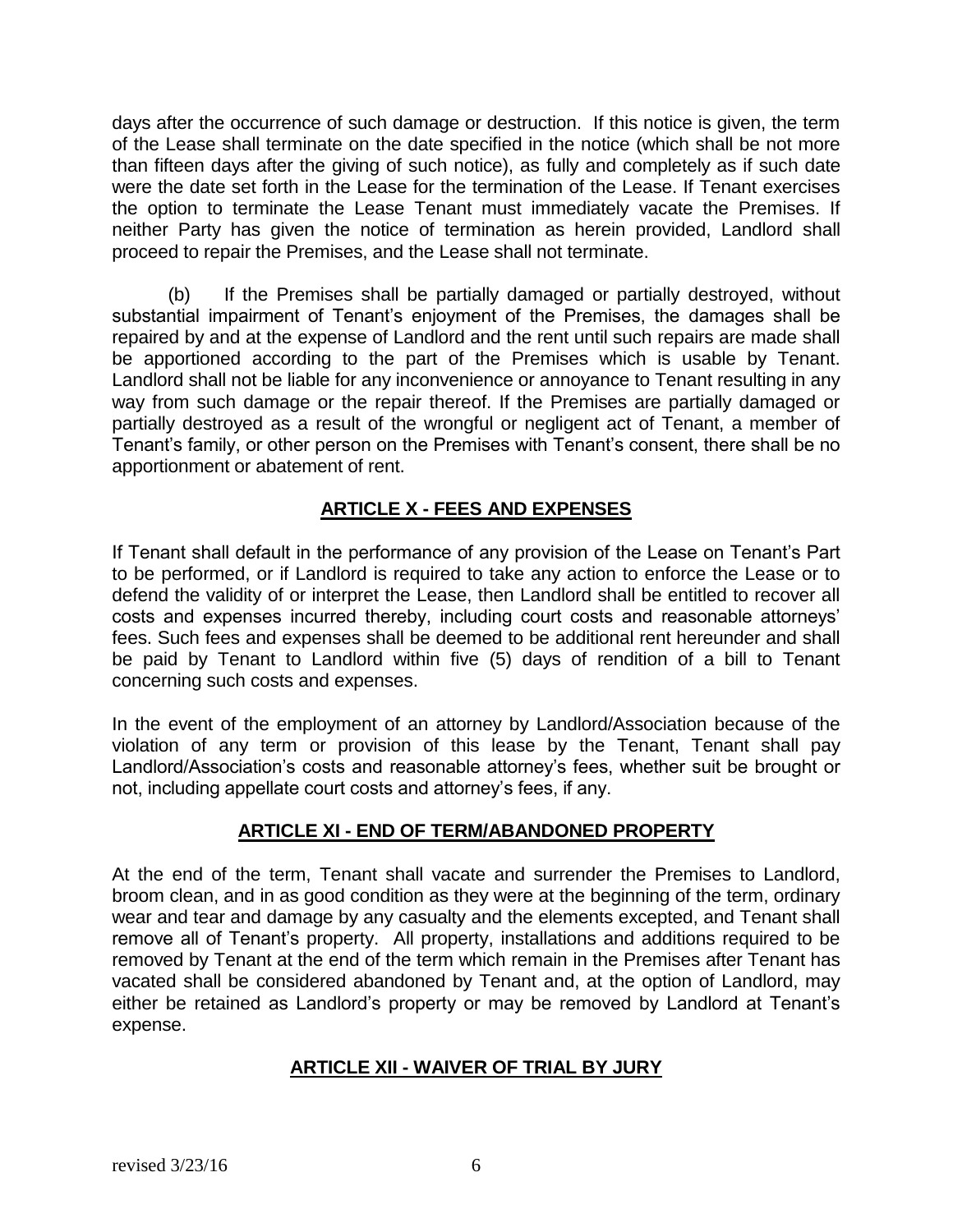days after the occurrence of such damage or destruction. If this notice is given, the term of the Lease shall terminate on the date specified in the notice (which shall be not more than fifteen days after the giving of such notice), as fully and completely as if such date were the date set forth in the Lease for the termination of the Lease. If Tenant exercises the option to terminate the Lease Tenant must immediately vacate the Premises. If neither Party has given the notice of termination as herein provided, Landlord shall proceed to repair the Premises, and the Lease shall not terminate.

(b) If the Premises shall be partially damaged or partially destroyed, without substantial impairment of Tenant's enjoyment of the Premises, the damages shall be repaired by and at the expense of Landlord and the rent until such repairs are made shall be apportioned according to the part of the Premises which is usable by Tenant. Landlord shall not be liable for any inconvenience or annoyance to Tenant resulting in any way from such damage or the repair thereof. If the Premises are partially damaged or partially destroyed as a result of the wrongful or negligent act of Tenant, a member of Tenant's family, or other person on the Premises with Tenant's consent, there shall be no apportionment or abatement of rent.

## ARTICLE X - FEES AND EXPENSES

If Tenant shall default in the performance of any provision of the Lease on Tenant's Part to be performed, or if Landlord is required to take any action to enforce the Lease or to defend the validity of or interpret the Lease, then Landlord shall be entitled to recover all costs and expenses incurred thereby, including court costs and reasonable attorneys' fees. Such fees and expenses shall be deemed to be additional rent hereunder and shall be paid by Tenant to Landlord within five (5) days of rendition of a bill to Tenant concerning such costs and expenses.

In the event of the employment of an attorney by Landlord/Association because of the violation of any term or provision of this lease by the Tenant, Tenant shall pay Landlord/Association's costs and reasonable attorney's fees, whether suit be brought or not, including appellate court costs and attorney's fees, if any.

## ARTICLE XI - END OF TERM/ABANDONED PROPERTY

At the end of the term, Tenant shall vacate and surrender the Premises to Landlord, broom clean, and in as good condition as they were at the beginning of the term, ordinary wear and tear and damage by any casualty and the elements excepted, and Tenant shall remove all of Tenant's property. All property, installations and additions required to be removed by Tenant at the end of the term which remain in the Premises after Tenant has vacated shall be considered abandoned by Tenant and, at the option of Landlord, may either be retained as Landlord's property or may be removed by Landlord at Tenant's expense.

## ARTICLE XII - WAIVER OF TRIAL BY JURY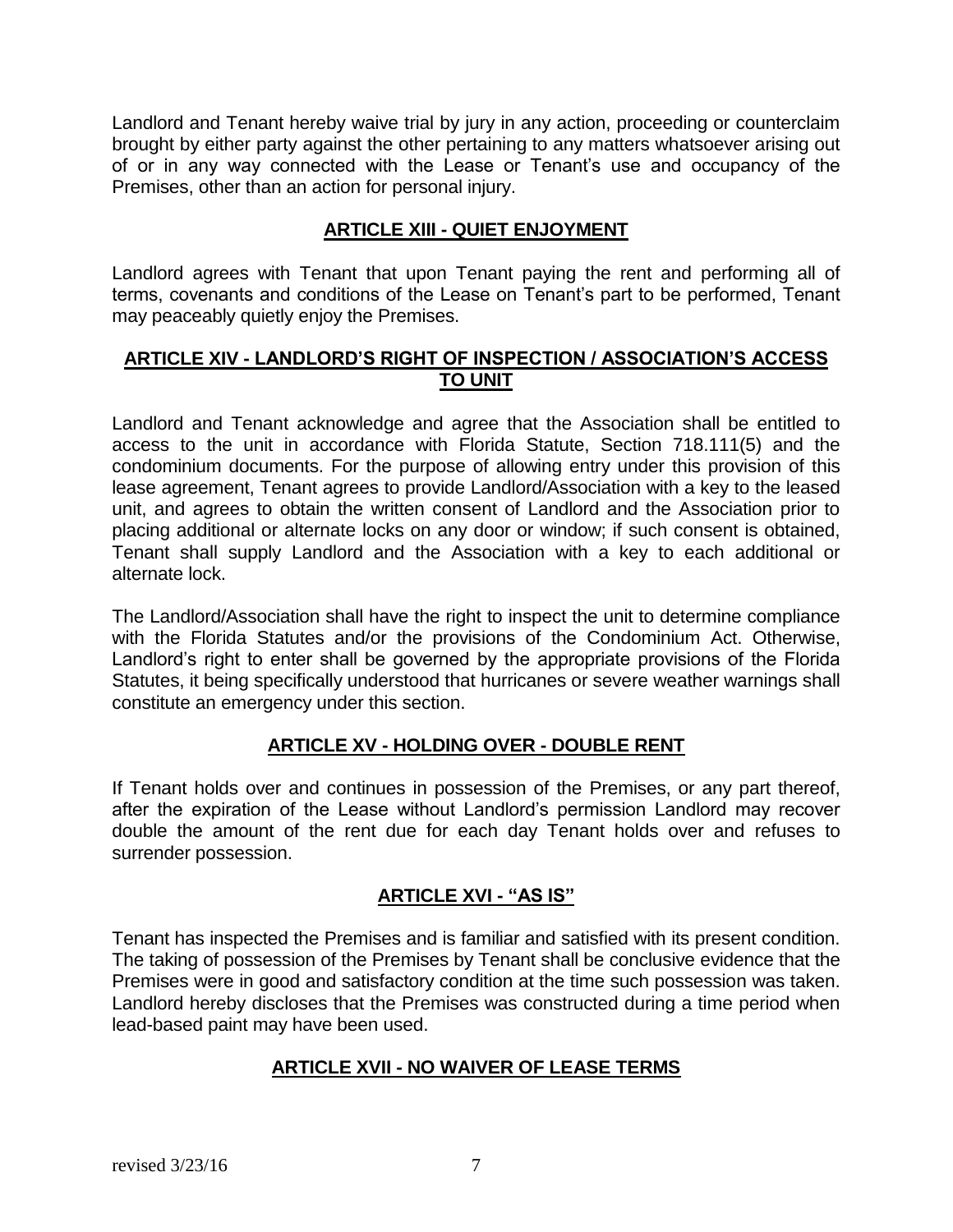Landlord and Tenant hereby waive trial by jury in any action, proceeding or counterclaim brought by either party against the other pertaining to any matters whatsoever arising out of or in any way connected with the Lease or Tenant's use and occupancy of the Premises, other than an action for personal injury.

## ARTICLE XIII - QUIET ENJOYMENT

Landlord agrees with Tenant that upon Tenant paying the rent and performing all of terms, covenants and conditions of the Lease on Tenant's part to be performed, Tenant may peaceably quietly enjoy the Premises.

## ARTICLE XIV - LANDLORD'S RIGHT OF INSPECTION / ASSOCIATION'S ACCESS TO UNIT

Landlord and Tenant acknowledge and agree that the Association shall be entitled to access to the unit in accordance with Florida Statute, Section 718.111(5) and the condominium documents. For the purpose of allowing entry under this provision of this lease agreement, Tenant agrees to provide Landlord/Association with a key to the leased unit, and agrees to obtain the written consent of Landlord and the Association prior to placing additional or alternate locks on any door or window; if such consent is obtained, Tenant shall supply Landlord and the Association with a key to each additional or alternate lock.

The Landlord/Association shall have the right to inspect the unit to determine compliance with the Florida Statutes and/or the provisions of the Condominium Act. Otherwise, Landlord's right to enter shall be governed by the appropriate provisions of the Florida Statutes, it being specifically understood that hurricanes or severe weather warnings shall constitute an emergency under this section.

## ARTICLE XV - HOLDING OVER - DOUBLE RENT

If Tenant holds over and continues in possession of the Premises, or any part thereof, after the expiration of the Lease without Landlord's permission Landlord may recover double the amount of the rent due for each day Tenant holds over and refuses to surrender possession.

## ARTICLE XVI - "AS IS"

Tenant has inspected the Premises and is familiar and satisfied with its present condition. The taking of possession of the Premises by Tenant shall be conclusive evidence that the Premises were in good and satisfactory condition at the time such possession was taken. Landlord hereby discloses that the Premises was constructed during a time period when lead-based paint may have been used.

## ARTICLE XVII - NO WAIVER OF LEASE TERMS

revised 3/23/16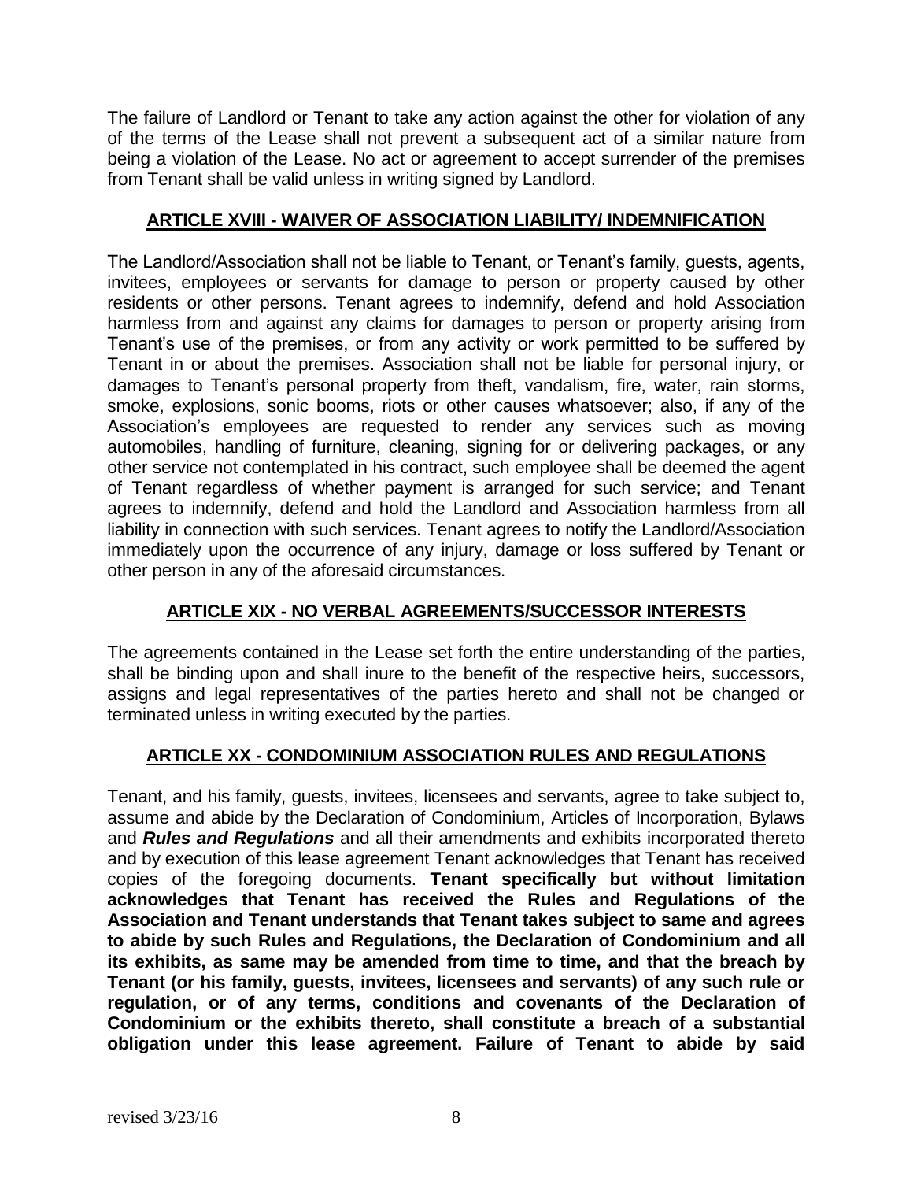The failure of Landlord or Tenant to take any action against the other for violation of any of the terms of the Lease shall not prevent a subsequent act of a similar nature from being a violation of the Lease. No act or agreement to accept surrender of the premises from Tenant shall be valid unless in writing signed by Landlord.

## ARTICLE XVIII - WAIVER OF ASSOCIATION LIABILITY/ INDEMNIFICATION

The Landlord/Association shall not be liable to Tenant, or Tenant's family, guests, agents, invitees, employees or servants for damage to person or property caused by other residents or other persons. Tenant agrees to indemnify, defend and hold Association harmless from and against any claims for damages to person or property arising from Tenant's use of the premises, or from any activity or work permitted to be suffered by Tenant in or about the premises. Association shall not be liable for personal injury, or damages to Tenant's personal property from theft, vandalism, fire, water, rain storms, smoke, explosions, sonic booms, riots or other causes whatsoever; also, if any of the Association's employees are requested to render any services such as moving automobiles, handling of furniture, cleaning, signing for or delivering packages, or any other service not contemplated in his contract, such employee shall be deemed the agent of Tenant regardless of whether payment is arranged for such service; and Tenant agrees to indemnify, defend and hold the Landlord and Association harmless from all liability in connection with such services. Tenant agrees to notify the Landlord/Association immediately upon the occurrence of any injury, damage or loss suffered by Tenant or other person in any of the aforesaid circumstances.

## ARTICLE XIX - NO VERBAL AGREEMENTS/SUCCESSOR INTERESTS

The agreements contained in the Lease set forth the entire understanding of the parties, shall be binding upon and shall inure to the benefit of the respective heirs, successors, assigns and legal representatives of the parties hereto and shall not be changed or terminated unless in writing executed by the parties.

## ARTICLE XX - CONDOMINIUM ASSOCIATION RULES AND REGULATIONS

Tenant, and his family, guests, invitees, licensees and servants, agree to take subject to, assume and abide by the Declaration of Condominium, Articles of Incorporation, Bylaws and ***Rules and Regulations*** and all their amendments and exhibits incorporated thereto and by execution of this lease agreement Tenant acknowledges that Tenant has received copies of the foregoing documents. **Tenant specifically but without limitation acknowledges that Tenant has received the Rules and Regulations of the Association and Tenant understands that Tenant takes subject to same and agrees to abide by such Rules and Regulations, the Declaration of Condominium and all its exhibits, as same may be amended from time to time, and that the breach by Tenant (or his family, guests, invitees, licensees and servants) of any such rule or regulation, or of any terms, conditions and covenants of the Declaration of Condominium or the exhibits thereto, shall constitute a breach of a substantial obligation under this lease agreement. Failure of Tenant to abide by said**

revised 3/23/16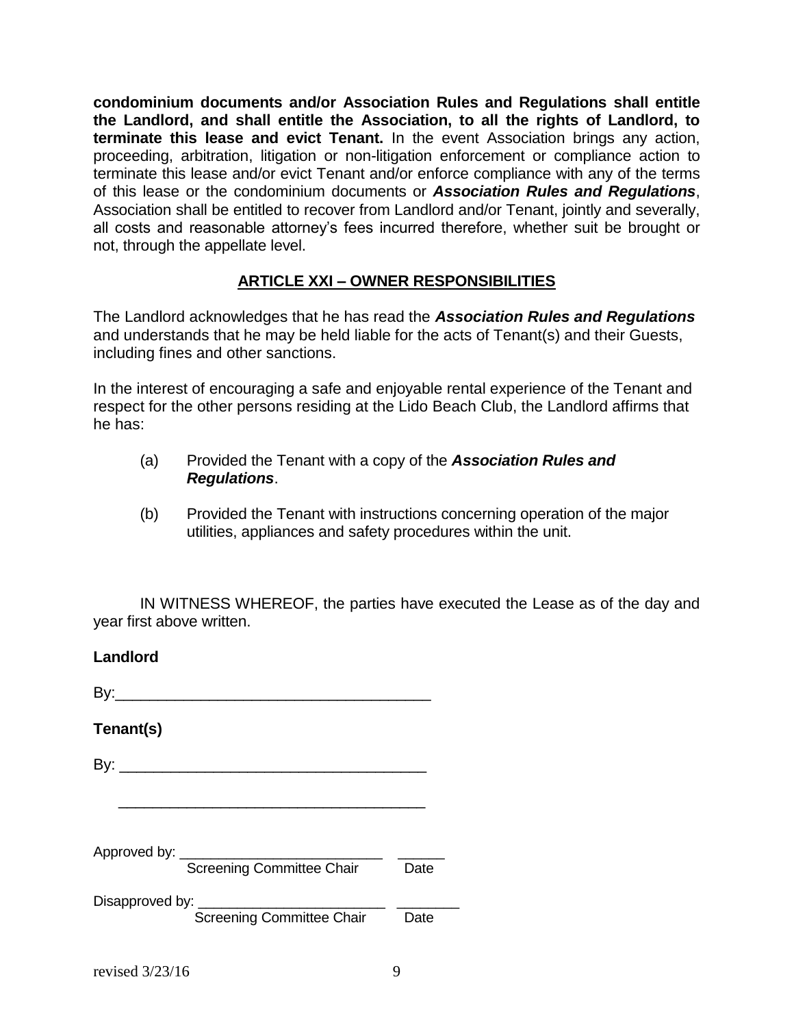**condominium documents and/or Association Rules and Regulations shall entitle the Landlord, and shall entitle the Association, to all the rights of Landlord, to terminate this lease and evict Tenant.** In the event Association brings any action, proceeding, arbitration, litigation or non-litigation enforcement or compliance action to terminate this lease and/or evict Tenant and/or enforce compliance with any of the terms of this lease or the condominium documents or ***Association Rules and Regulations***, Association shall be entitled to recover from Landlord and/or Tenant, jointly and severally, all costs and reasonable attorney's fees incurred therefore, whether suit be brought or not, through the appellate level.

## ARTICLE XXI – OWNER RESPONSIBILITIES

The Landlord acknowledges that he has read the ***Association Rules and Regulations*** and understands that he may be held liable for the acts of Tenant(s) and their Guests, including fines and other sanctions.

In the interest of encouraging a safe and enjoyable rental experience of the Tenant and respect for the other persons residing at the Lido Beach Club, the Landlord affirms that he has:

(a) Provided the Tenant with a copy of the ***Association Rules and Regulations***.

(b) Provided the Tenant with instructions concerning operation of the major utilities, appliances and safety procedures within the unit.

IN WITNESS WHEREOF, the parties have executed the Lease as of the day and year first above written.

**Landlord**

By:_____________________________________

**Tenant(s)**

By: _____________________________________

_____________________________________

Approved by: __________________________ ______
Screening Committee Chair Date

Disapproved by: ________________________ ________
Screening Committee Chair Date

revised 3/23/16